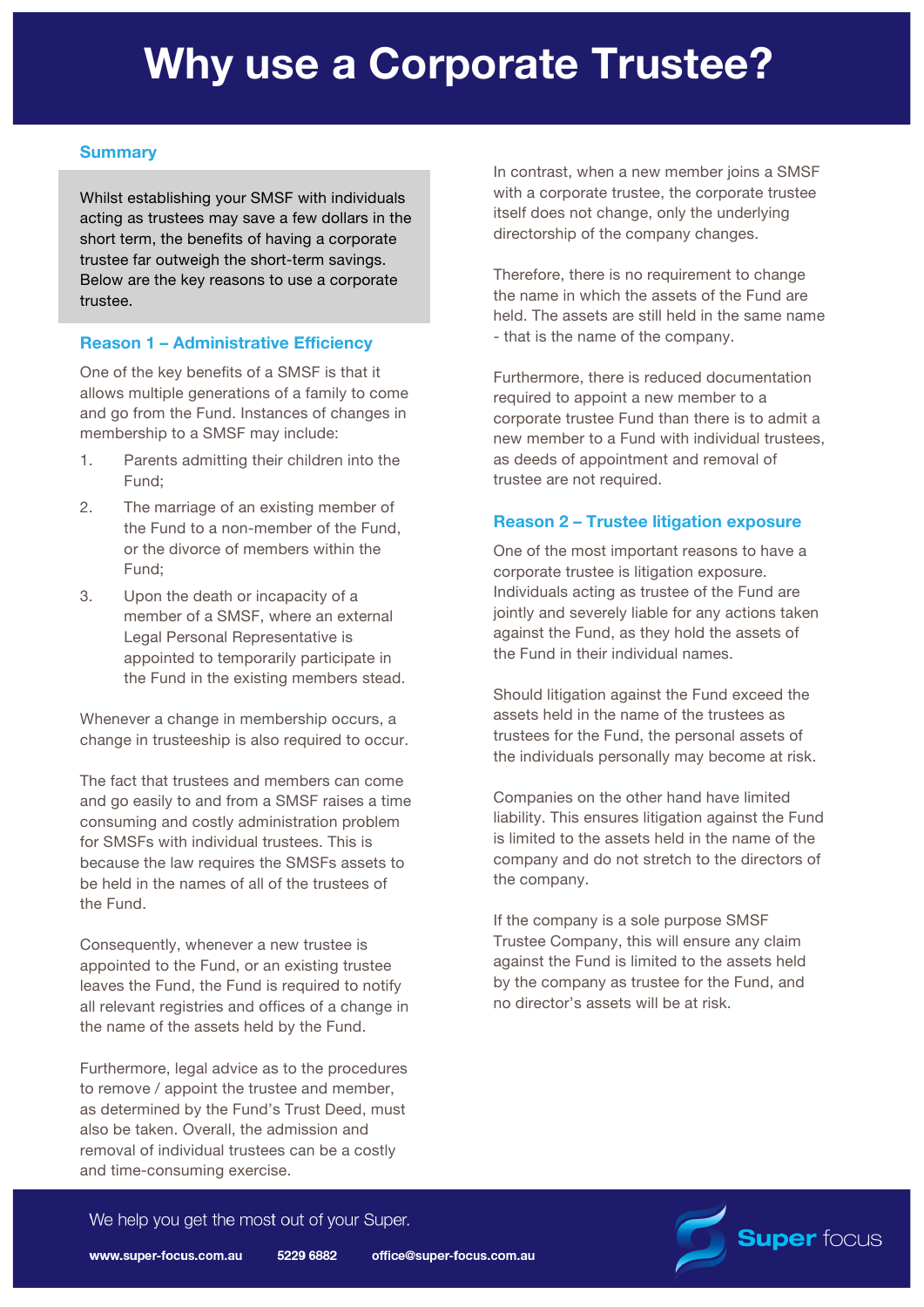# Why use a Corporate Trustee?

## Summary

Whilst establishing your SMSF with individuals acting as trustees may save a few dollars in the short term, the benefits of having a corporate trustee far outweigh the short-term savings. Below are the key reasons to use a corporate trustee.

## Reason 1 – Administrative Efficiency

One of the key benefits of a SMSF is that it allows multiple generations of a family to come and go from the Fund. Instances of changes in membership to a SMSF may include:

1. Parents admitting their children into the Fund;
2. The marriage of an existing member of the Fund to a non-member of the Fund, or the divorce of members within the Fund;
3. Upon the death or incapacity of a member of a SMSF, where an external Legal Personal Representative is appointed to temporarily participate in the Fund in the existing members stead.

Whenever a change in membership occurs, a change in trusteeship is also required to occur.

The fact that trustees and members can come and go easily to and from a SMSF raises a time consuming and costly administration problem for SMSFs with individual trustees. This is because the law requires the SMSFs assets to be held in the names of all of the trustees of the Fund.

Consequently, whenever a new trustee is appointed to the Fund, or an existing trustee leaves the Fund, the Fund is required to notify all relevant registries and offices of a change in the name of the assets held by the Fund.

Furthermore, legal advice as to the procedures to remove / appoint the trustee and member, as determined by the Fund's Trust Deed, must also be taken. Overall, the admission and removal of individual trustees can be a costly and time-consuming exercise.

In contrast, when a new member joins a SMSF with a corporate trustee, the corporate trustee itself does not change, only the underlying directorship of the company changes.

Therefore, there is no requirement to change the name in which the assets of the Fund are held. The assets are still held in the same name - that is the name of the company.

Furthermore, there is reduced documentation required to appoint a new member to a corporate trustee Fund than there is to admit a new member to a Fund with individual trustees, as deeds of appointment and removal of trustee are not required.

## Reason 2 – Trustee litigation exposure

One of the most important reasons to have a corporate trustee is litigation exposure. Individuals acting as trustee of the Fund are jointly and severely liable for any actions taken against the Fund, as they hold the assets of the Fund in their individual names.

Should litigation against the Fund exceed the assets held in the name of the trustees as trustees for the Fund, the personal assets of the individuals personally may become at risk.

Companies on the other hand have limited liability. This ensures litigation against the Fund is limited to the assets held in the name of the company and do not stretch to the directors of the company.

If the company is a sole purpose SMSF Trustee Company, this will ensure any claim against the Fund is limited to the assets held by the company as trustee for the Fund, and no director's assets will be at risk.

We help you get the most out of your Super.

www.super-focus.com.au 5229 6882 office@super-focus.com.au

Super focus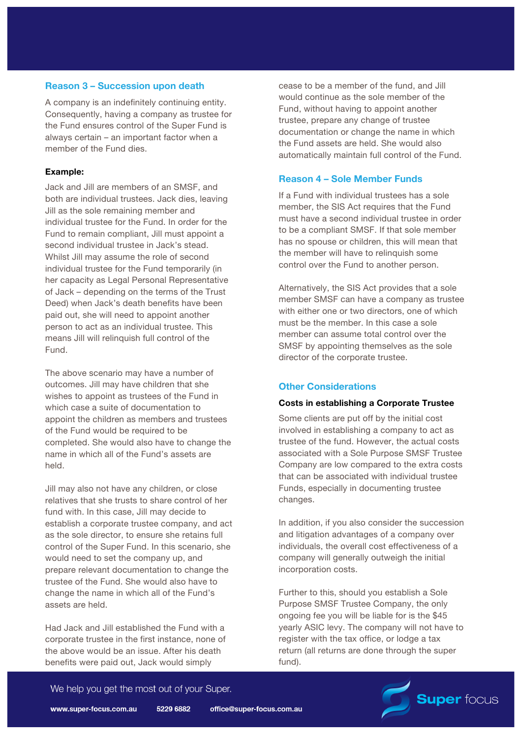## Reason 3 – Succession upon death

A company is an indefinitely continuing entity. Consequently, having a company as trustee for the Fund ensures control of the Super Fund is always certain – an important factor when a member of the Fund dies.

**Example:**

Jack and Jill are members of an SMSF, and both are individual trustees. Jack dies, leaving Jill as the sole remaining member and individual trustee for the Fund. In order for the Fund to remain compliant, Jill must appoint a second individual trustee in Jack's stead. Whilst Jill may assume the role of second individual trustee for the Fund temporarily (in her capacity as Legal Personal Representative of Jack – depending on the terms of the Trust Deed) when Jack's death benefits have been paid out, she will need to appoint another person to act as an individual trustee. This means Jill will relinquish full control of the Fund.

The above scenario may have a number of outcomes. Jill may have children that she wishes to appoint as trustees of the Fund in which case a suite of documentation to appoint the children as members and trustees of the Fund would be required to be completed. She would also have to change the name in which all of the Fund's assets are held.

Jill may also not have any children, or close relatives that she trusts to share control of her fund with. In this case, Jill may decide to establish a corporate trustee company, and act as the sole director, to ensure she retains full control of the Super Fund. In this scenario, she would need to set the company up, and prepare relevant documentation to change the trustee of the Fund. She would also have to change the name in which all of the Fund's assets are held.

Had Jack and Jill established the Fund with a corporate trustee in the first instance, none of the above would be an issue. After his death benefits were paid out, Jack would simply cease to be a member of the fund, and Jill would continue as the sole member of the Fund, without having to appoint another trustee, prepare any change of trustee documentation or change the name in which the Fund assets are held. She would also automatically maintain full control of the Fund.

## Reason 4 – Sole Member Funds

If a Fund with individual trustees has a sole member, the SIS Act requires that the Fund must have a second individual trustee in order to be a compliant SMSF. If that sole member has no spouse or children, this will mean that the member will have to relinquish some control over the Fund to another person.

Alternatively, the SIS Act provides that a sole member SMSF can have a company as trustee with either one or two directors, one of which must be the member. In this case a sole member can assume total control over the SMSF by appointing themselves as the sole director of the corporate trustee.

## Other Considerations

### Costs in establishing a Corporate Trustee

Some clients are put off by the initial cost involved in establishing a company to act as trustee of the fund. However, the actual costs associated with a Sole Purpose SMSF Trustee Company are low compared to the extra costs that can be associated with individual trustee Funds, especially in documenting trustee changes.

In addition, if you also consider the succession and litigation advantages of a company over individuals, the overall cost effectiveness of a company will generally outweigh the initial incorporation costs.

Further to this, should you establish a Sole Purpose SMSF Trustee Company, the only ongoing fee you will be liable for is the $45 yearly ASIC levy. The company will not have to register with the tax office, or lodge a tax return (all returns are done through the super fund).